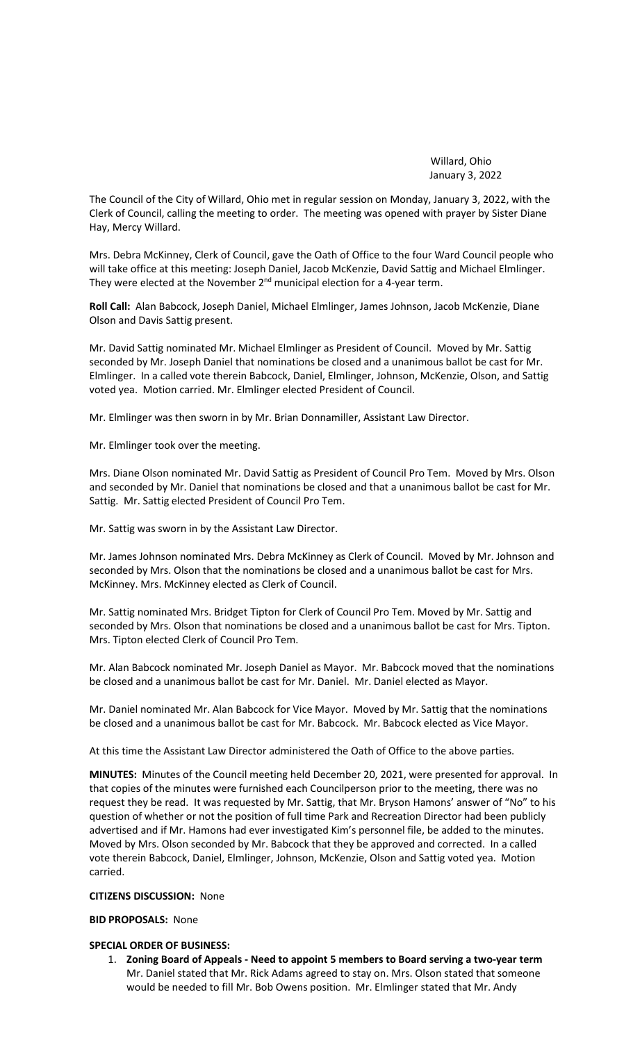Willard, Ohio
January 3, 2022

The Council of the City of Willard, Ohio met in regular session on Monday, January 3, 2022, with the Clerk of Council, calling the meeting to order. The meeting was opened with prayer by Sister Diane Hay, Mercy Willard.

Mrs. Debra McKinney, Clerk of Council, gave the Oath of Office to the four Ward Council people who will take office at this meeting: Joseph Daniel, Jacob McKenzie, David Sattig and Michael Elmlinger. They were elected at the November 2nd municipal election for a 4-year term.

**Roll Call:** Alan Babcock, Joseph Daniel, Michael Elmlinger, James Johnson, Jacob McKenzie, Diane Olson and Davis Sattig present.

Mr. David Sattig nominated Mr. Michael Elmlinger as President of Council. Moved by Mr. Sattig seconded by Mr. Joseph Daniel that nominations be closed and a unanimous ballot be cast for Mr. Elmlinger. In a called vote therein Babcock, Daniel, Elmlinger, Johnson, McKenzie, Olson, and Sattig voted yea. Motion carried. Mr. Elmlinger elected President of Council.

Mr. Elmlinger was then sworn in by Mr. Brian Donnamiller, Assistant Law Director.

Mr. Elmlinger took over the meeting.

Mrs. Diane Olson nominated Mr. David Sattig as President of Council Pro Tem. Moved by Mrs. Olson and seconded by Mr. Daniel that nominations be closed and that a unanimous ballot be cast for Mr. Sattig. Mr. Sattig elected President of Council Pro Tem.

Mr. Sattig was sworn in by the Assistant Law Director.

Mr. James Johnson nominated Mrs. Debra McKinney as Clerk of Council. Moved by Mr. Johnson and seconded by Mrs. Olson that the nominations be closed and a unanimous ballot be cast for Mrs. McKinney. Mrs. McKinney elected as Clerk of Council.

Mr. Sattig nominated Mrs. Bridget Tipton for Clerk of Council Pro Tem. Moved by Mr. Sattig and seconded by Mrs. Olson that nominations be closed and a unanimous ballot be cast for Mrs. Tipton. Mrs. Tipton elected Clerk of Council Pro Tem.

Mr. Alan Babcock nominated Mr. Joseph Daniel as Mayor. Mr. Babcock moved that the nominations be closed and a unanimous ballot be cast for Mr. Daniel. Mr. Daniel elected as Mayor.

Mr. Daniel nominated Mr. Alan Babcock for Vice Mayor. Moved by Mr. Sattig that the nominations be closed and a unanimous ballot be cast for Mr. Babcock. Mr. Babcock elected as Vice Mayor.

At this time the Assistant Law Director administered the Oath of Office to the above parties.

**MINUTES:** Minutes of the Council meeting held December 20, 2021, were presented for approval. In that copies of the minutes were furnished each Councilperson prior to the meeting, there was no request they be read. It was requested by Mr. Sattig, that Mr. Bryson Hamons' answer of "No" to his question of whether or not the position of full time Park and Recreation Director had been publicly advertised and if Mr. Hamons had ever investigated Kim's personnel file, be added to the minutes. Moved by Mrs. Olson seconded by Mr. Babcock that they be approved and corrected. In a called vote therein Babcock, Daniel, Elmlinger, Johnson, McKenzie, Olson and Sattig voted yea. Motion carried.

**CITIZENS DISCUSSION:** None

**BID PROPOSALS:** None

**SPECIAL ORDER OF BUSINESS:**

1. **Zoning Board of Appeals - Need to appoint 5 members to Board serving a two-year term** Mr. Daniel stated that Mr. Rick Adams agreed to stay on. Mrs. Olson stated that someone would be needed to fill Mr. Bob Owens position. Mr. Elmlinger stated that Mr. Andy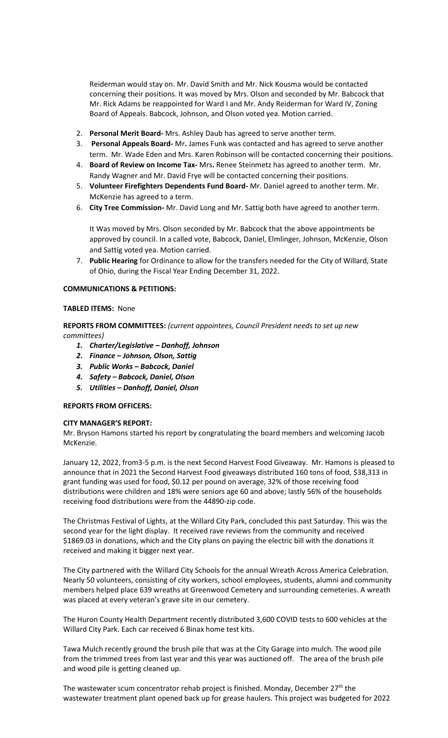Reiderman would stay on. Mr. David Smith and Mr. Nick Kousma would be contacted concerning their positions. It was moved by Mrs. Olson and seconded by Mr. Babcock that Mr. Rick Adams be reappointed for Ward I and Mr. Andy Reiderman for Ward IV, Zoning Board of Appeals. Babcock, Johnson, and Olson voted yea. Motion carried.

2. **Personal Merit Board-** Mrs. Ashley Daub has agreed to serve another term.
3. **Personal Appeals Board-** Mr**.** James Funk was contacted and has agreed to serve another term. Mr. Wade Eden and Mrs. Karen Robinson will be contacted concerning their positions.
4. **Board of Review on Income Tax-** Mrs**.** Renee Steinmetz has agreed to another term. Mr. Randy Wagner and Mr. David Frye will be contacted concerning their positions.
5. **Volunteer Firefighters Dependents Fund Board-** Mr. Daniel agreed to another term. Mr. McKenzie has agreed to a term.
6. **City Tree Commission-** Mr. David Long and Mr. Sattig both have agreed to another term.

   It Was moved by Mrs. Olson seconded by Mr. Babcock that the above appointments be approved by council. In a called vote, Babcock, Daniel, Elmlinger, Johnson, McKenzie, Olson and Sattig voted yea. Motion carried.

7. **Public Hearing** for Ordinance to allow for the transfers needed for the City of Willard, State of Ohio, during the Fiscal Year Ending December 31, 2022.

**COMMUNICATIONS & PETITIONS:**

**TABLED ITEMS:** None

**REPORTS FROM COMMITTEES:** *(current appointees, Council President needs to set up new committees)*

1. ***Charter/Legislative – Danhoff, Johnson***
2. ***Finance – Johnson, Olson, Sattig***
3. ***Public Works – Babcock, Daniel***
4. ***Safety – Babcock, Daniel, Olson***
5. ***Utilities – Danhoff, Daniel, Olson***

**REPORTS FROM OFFICERS:**

**CITY MANAGER'S REPORT:**

Mr. Bryson Hamons started his report by congratulating the board members and welcoming Jacob McKenzie.

January 12, 2022, from3-5 p.m. is the next Second Harvest Food Giveaway. Mr. Hamons is pleased to announce that in 2021 the Second Harvest Food giveaways distributed 160 tons of food, $38,313 in grant funding was used for food, $0.12 per pound on average, 32% of those receiving food distributions were children and 18% were seniors age 60 and above; lastly 56% of the households receiving food distributions were from the 44890-zip code.

The Christmas Festival of Lights, at the Willard City Park, concluded this past Saturday. This was the second year for the light display. It received rave reviews from the community and received $1869.03 in donations, which and the City plans on paying the electric bill with the donations it received and making it bigger next year.

The City partnered with the Willard City Schools for the annual Wreath Across America Celebration. Nearly 50 volunteers, consisting of city workers, school employees, students, alumni and community members helped place 639 wreaths at Greenwood Cemetery and surrounding cemeteries. A wreath was placed at every veteran's grave site in our cemetery.

The Huron County Health Department recently distributed 3,600 COVID tests to 600 vehicles at the Willard City Park. Each car received 6 Binax home test kits.

Tawa Mulch recently ground the brush pile that was at the City Garage into mulch. The wood pile from the trimmed trees from last year and this year was auctioned off. The area of the brush pile and wood pile is getting cleaned up.

The wastewater scum concentrator rehab project is finished. Monday, December 27th the wastewater treatment plant opened back up for grease haulers. This project was budgeted for 2022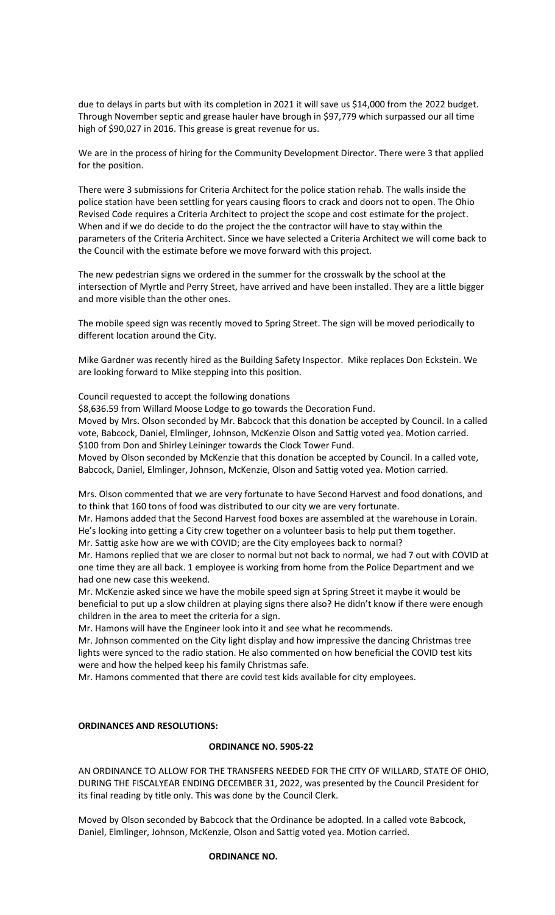due to delays in parts but with its completion in 2021 it will save us $14,000 from the 2022 budget. Through November septic and grease hauler have brough in $97,779 which surpassed our all time high of $90,027 in 2016. This grease is great revenue for us.

We are in the process of hiring for the Community Development Director. There were 3 that applied for the position.

There were 3 submissions for Criteria Architect for the police station rehab. The walls inside the police station have been settling for years causing floors to crack and doors not to open. The Ohio Revised Code requires a Criteria Architect to project the scope and cost estimate for the project. When and if we do decide to do the project the the contractor will have to stay within the parameters of the Criteria Architect. Since we have selected a Criteria Architect we will come back to the Council with the estimate before we move forward with this project.

The new pedestrian signs we ordered in the summer for the crosswalk by the school at the intersection of Myrtle and Perry Street, have arrived and have been installed. They are a little bigger and more visible than the other ones.

The mobile speed sign was recently moved to Spring Street. The sign will be moved periodically to different location around the City.

Mike Gardner was recently hired as the Building Safety Inspector. Mike replaces Don Eckstein. We are looking forward to Mike stepping into this position.

Council requested to accept the following donations

$8,636.59 from Willard Moose Lodge to go towards the Decoration Fund.

Moved by Mrs. Olson seconded by Mr. Babcock that this donation be accepted by Council. In a called vote, Babcock, Daniel, Elmlinger, Johnson, McKenzie Olson and Sattig voted yea. Motion carried.

$100 from Don and Shirley Leininger towards the Clock Tower Fund.

Moved by Olson seconded by McKenzie that this donation be accepted by Council. In a called vote, Babcock, Daniel, Elmlinger, Johnson, McKenzie, Olson and Sattig voted yea. Motion carried.

Mrs. Olson commented that we are very fortunate to have Second Harvest and food donations, and to think that 160 tons of food was distributed to our city we are very fortunate.

Mr. Hamons added that the Second Harvest food boxes are assembled at the warehouse in Lorain. He's looking into getting a City crew together on a volunteer basis to help put them together.

Mr. Sattig aske how are we with COVID; are the City employees back to normal?

Mr. Hamons replied that we are closer to normal but not back to normal, we had 7 out with COVID at one time they are all back. 1 employee is working from home from the Police Department and we had one new case this weekend.

Mr. McKenzie asked since we have the mobile speed sign at Spring Street it maybe it would be beneficial to put up a slow children at playing signs there also? He didn't know if there were enough children in the area to meet the criteria for a sign.

Mr. Hamons will have the Engineer look into it and see what he recommends.

Mr. Johnson commented on the City light display and how impressive the dancing Christmas tree lights were synced to the radio station. He also commented on how beneficial the COVID test kits were and how the helped keep his family Christmas safe.

Mr. Hamons commented that there are covid test kids available for city employees.

**ORDINANCES AND RESOLUTIONS:**

**ORDINANCE NO. 5905-22**

AN ORDINANCE TO ALLOW FOR THE TRANSFERS NEEDED FOR THE CITY OF WILLARD, STATE OF OHIO, DURING THE FISCALYEAR ENDING DECEMBER 31, 2022, was presented by the Council President for its final reading by title only. This was done by the Council Clerk.

Moved by Olson seconded by Babcock that the Ordinance be adopted. In a called vote Babcock, Daniel, Elmlinger, Johnson, McKenzie, Olson and Sattig voted yea. Motion carried.

**ORDINANCE NO.**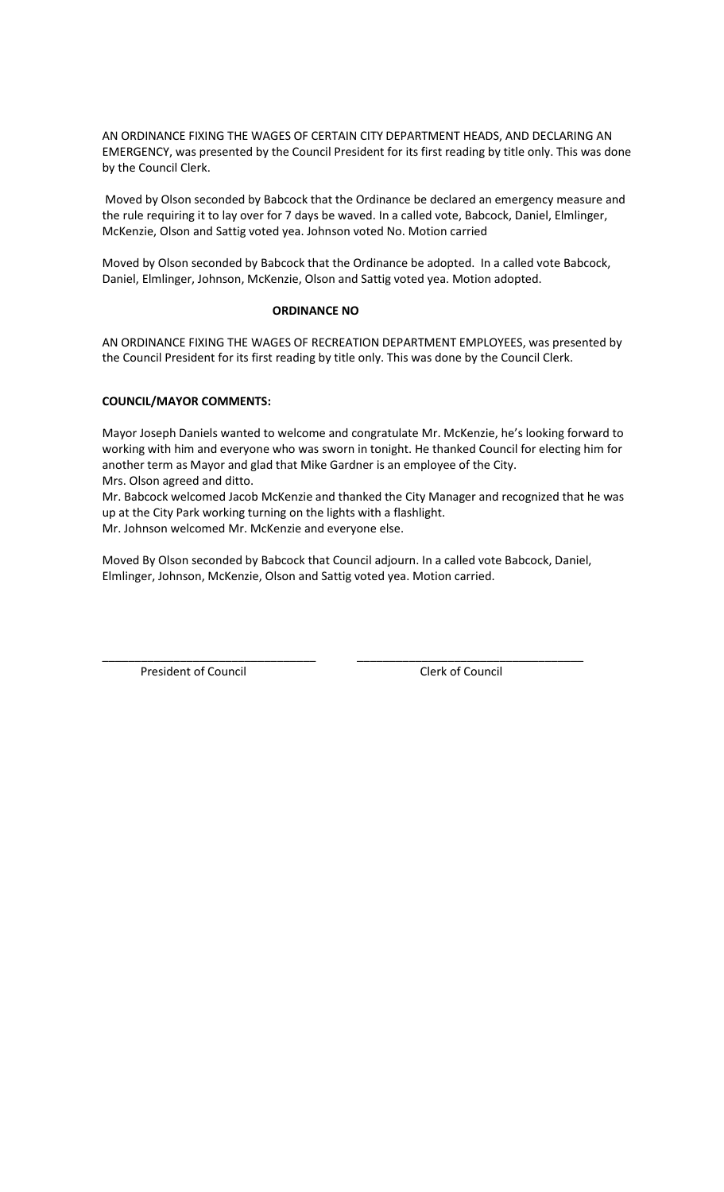AN ORDINANCE FIXING THE WAGES OF CERTAIN CITY DEPARTMENT HEADS, AND DECLARING AN EMERGENCY, was presented by the Council President for its first reading by title only. This was done by the Council Clerk.

Moved by Olson seconded by Babcock that the Ordinance be declared an emergency measure and the rule requiring it to lay over for 7 days be waved. In a called vote, Babcock, Daniel, Elmlinger, McKenzie, Olson and Sattig voted yea. Johnson voted No. Motion carried

Moved by Olson seconded by Babcock that the Ordinance be adopted. In a called vote Babcock, Daniel, Elmlinger, Johnson, McKenzie, Olson and Sattig voted yea. Motion adopted.

**ORDINANCE NO**

AN ORDINANCE FIXING THE WAGES OF RECREATION DEPARTMENT EMPLOYEES, was presented by the Council President for its first reading by title only. This was done by the Council Clerk.

**COUNCIL/MAYOR COMMENTS:**

Mayor Joseph Daniels wanted to welcome and congratulate Mr. McKenzie, he's looking forward to working with him and everyone who was sworn in tonight. He thanked Council for electing him for another term as Mayor and glad that Mike Gardner is an employee of the City.
Mrs. Olson agreed and ditto.
Mr. Babcock welcomed Jacob McKenzie and thanked the City Manager and recognized that he was up at the City Park working turning on the lights with a flashlight.
Mr. Johnson welcomed Mr. McKenzie and everyone else.

Moved By Olson seconded by Babcock that Council adjourn. In a called vote Babcock, Daniel, Elmlinger, Johnson, McKenzie, Olson and Sattig voted yea. Motion carried.

\_\_\_\_\_\_\_\_\_\_\_\_\_\_\_\_\_\_\_\_\_\_\_\_\_\_\_\_\_\_\_\_ \_\_\_\_\_\_\_\_\_\_\_\_\_\_\_\_\_\_\_\_\_\_\_\_\_\_\_\_\_\_\_\_

President of Council Clerk of Council